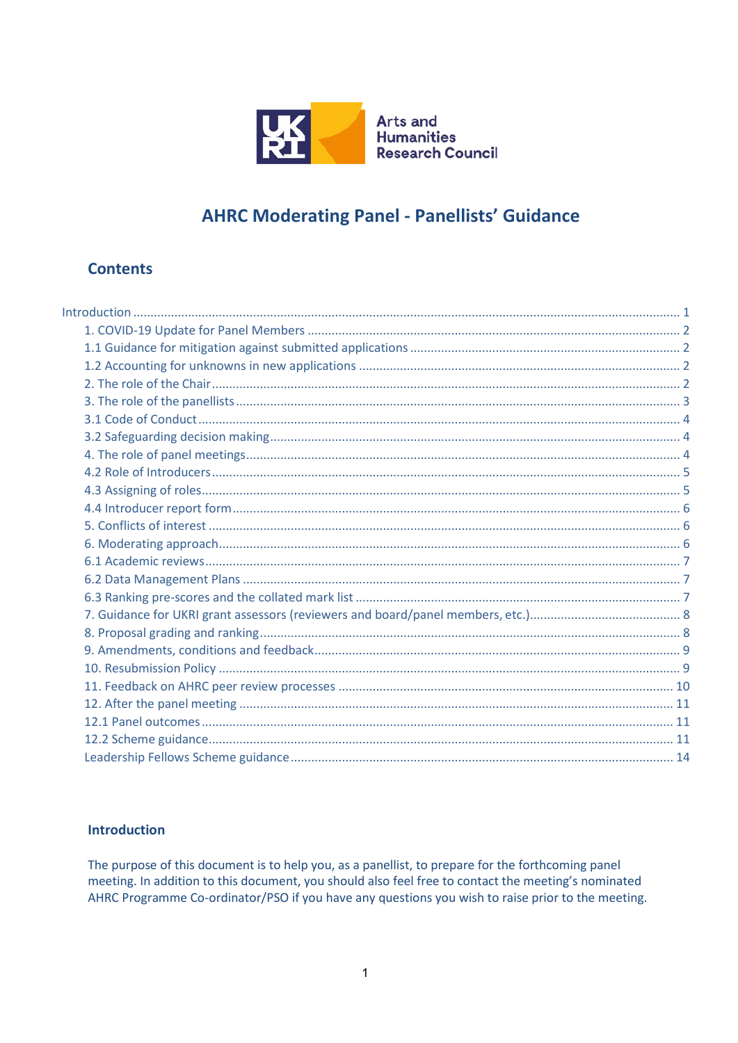Arts and Humanities Research Council

# AHRC Moderating Panel - Panellists' Guidance

## Contents

- Introduction ........ 1
  - 1. COVID-19 Update for Panel Members ........ 2
  - 1.1 Guidance for mitigation against submitted applications ........ 2
  - 1.2 Accounting for unknowns in new applications ........ 2
  - 2. The role of the Chair ........ 2
  - 3. The role of the panellists ........ 3
  - 3.1 Code of Conduct ........ 4
  - 3.2 Safeguarding decision making ........ 4
  - 4. The role of panel meetings ........ 4
  - 4.2 Role of Introducers ........ 5
  - 4.3 Assigning of roles ........ 5
  - 4.4 Introducer report form ........ 6
  - 5. Conflicts of interest ........ 6
  - 6. Moderating approach ........ 6
  - 6.1 Academic reviews ........ 7
  - 6.2 Data Management Plans ........ 7
  - 6.3 Ranking pre-scores and the collated mark list ........ 7
  - 7. Guidance for UKRI grant assessors (reviewers and board/panel members, etc.) ........ 8
  - 8. Proposal grading and ranking ........ 8
  - 9. Amendments, conditions and feedback ........ 9
  - 10. Resubmission Policy ........ 9
  - 11. Feedback on AHRC peer review processes ........ 10
  - 12. After the panel meeting ........ 11
  - 12.1 Panel outcomes ........ 11
  - 12.2 Scheme guidance ........ 11
  - Leadership Fellows Scheme guidance ........ 14

### Introduction

The purpose of this document is to help you, as a panellist, to prepare for the forthcoming panel meeting. In addition to this document, you should also feel free to contact the meeting's nominated AHRC Programme Co-ordinator/PSO if you have any questions you wish to raise prior to the meeting.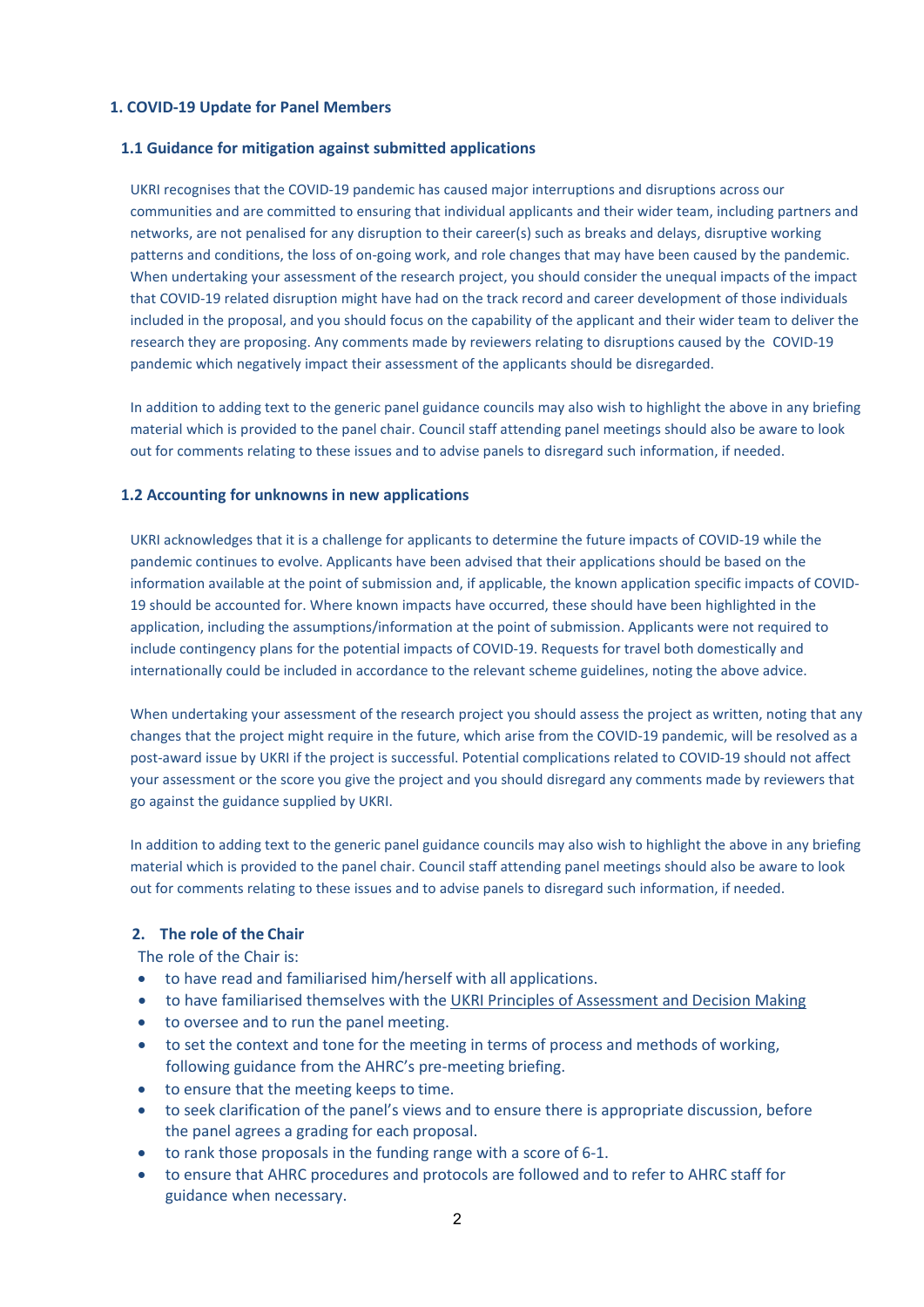## 1. COVID-19 Update for Panel Members

### 1.1 Guidance for mitigation against submitted applications

UKRI recognises that the COVID-19 pandemic has caused major interruptions and disruptions across our communities and are committed to ensuring that individual applicants and their wider team, including partners and networks, are not penalised for any disruption to their career(s) such as breaks and delays, disruptive working patterns and conditions, the loss of on-going work, and role changes that may have been caused by the pandemic. When undertaking your assessment of the research project, you should consider the unequal impacts of the impact that COVID-19 related disruption might have had on the track record and career development of those individuals included in the proposal, and you should focus on the capability of the applicant and their wider team to deliver the research they are proposing. Any comments made by reviewers relating to disruptions caused by the COVID-19 pandemic which negatively impact their assessment of the applicants should be disregarded.

In addition to adding text to the generic panel guidance councils may also wish to highlight the above in any briefing material which is provided to the panel chair. Council staff attending panel meetings should also be aware to look out for comments relating to these issues and to advise panels to disregard such information, if needed.

### 1.2 Accounting for unknowns in new applications

UKRI acknowledges that it is a challenge for applicants to determine the future impacts of COVID-19 while the pandemic continues to evolve. Applicants have been advised that their applications should be based on the information available at the point of submission and, if applicable, the known application specific impacts of COVID-19 should be accounted for. Where known impacts have occurred, these should have been highlighted in the application, including the assumptions/information at the point of submission. Applicants were not required to include contingency plans for the potential impacts of COVID-19. Requests for travel both domestically and internationally could be included in accordance to the relevant scheme guidelines, noting the above advice.

When undertaking your assessment of the research project you should assess the project as written, noting that any changes that the project might require in the future, which arise from the COVID-19 pandemic, will be resolved as a post-award issue by UKRI if the project is successful. Potential complications related to COVID-19 should not affect your assessment or the score you give the project and you should disregard any comments made by reviewers that go against the guidance supplied by UKRI.

In addition to adding text to the generic panel guidance councils may also wish to highlight the above in any briefing material which is provided to the panel chair. Council staff attending panel meetings should also be aware to look out for comments relating to these issues and to advise panels to disregard such information, if needed.

## 2. The role of the Chair

The role of the Chair is:

- to have read and familiarised him/herself with all applications.
- to have familiarised themselves with the UKRI Principles of Assessment and Decision Making
- to oversee and to run the panel meeting.
- to set the context and tone for the meeting in terms of process and methods of working, following guidance from the AHRC's pre-meeting briefing.
- to ensure that the meeting keeps to time.
- to seek clarification of the panel's views and to ensure there is appropriate discussion, before the panel agrees a grading for each proposal.
- to rank those proposals in the funding range with a score of 6-1.
- to ensure that AHRC procedures and protocols are followed and to refer to AHRC staff for guidance when necessary.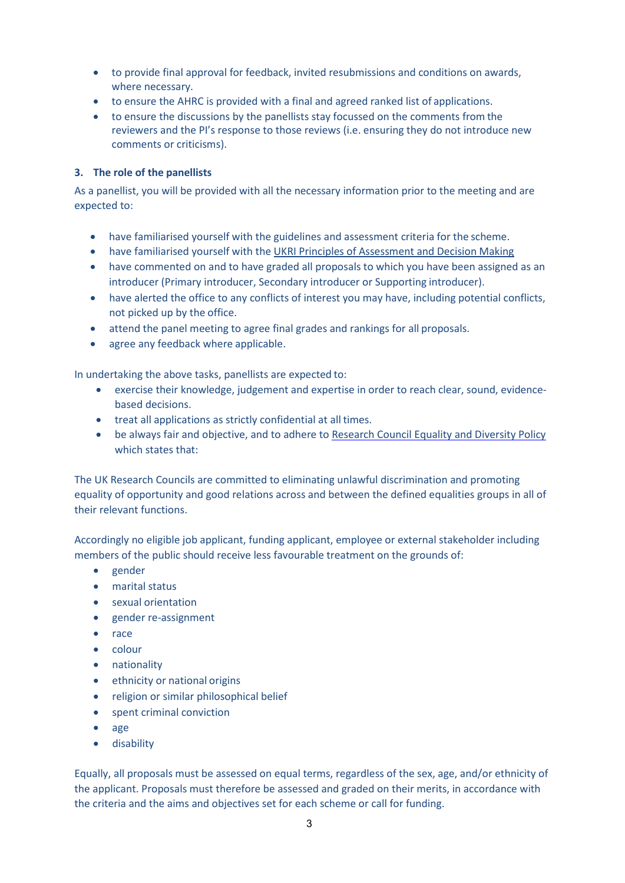- to provide final approval for feedback, invited resubmissions and conditions on awards, where necessary.
- to ensure the AHRC is provided with a final and agreed ranked list of applications.
- to ensure the discussions by the panellists stay focussed on the comments from the reviewers and the PI's response to those reviews (i.e. ensuring they do not introduce new comments or criticisms).

### 3. The role of the panellists

As a panellist, you will be provided with all the necessary information prior to the meeting and are expected to:

- have familiarised yourself with the guidelines and assessment criteria for the scheme.
- have familiarised yourself with the UKRI Principles of Assessment and Decision Making
- have commented on and to have graded all proposals to which you have been assigned as an introducer (Primary introducer, Secondary introducer or Supporting introducer).
- have alerted the office to any conflicts of interest you may have, including potential conflicts, not picked up by the office.
- attend the panel meeting to agree final grades and rankings for all proposals.
- agree any feedback where applicable.

In undertaking the above tasks, panellists are expected to:

- exercise their knowledge, judgement and expertise in order to reach clear, sound, evidence-based decisions.
- treat all applications as strictly confidential at all times.
- be always fair and objective, and to adhere to Research Council Equality and Diversity Policy which states that:

The UK Research Councils are committed to eliminating unlawful discrimination and promoting equality of opportunity and good relations across and between the defined equalities groups in all of their relevant functions.

Accordingly no eligible job applicant, funding applicant, employee or external stakeholder including members of the public should receive less favourable treatment on the grounds of:

- gender
- marital status
- sexual orientation
- gender re-assignment
- race
- colour
- nationality
- ethnicity or national origins
- religion or similar philosophical belief
- spent criminal conviction
- age
- disability

Equally, all proposals must be assessed on equal terms, regardless of the sex, age, and/or ethnicity of the applicant. Proposals must therefore be assessed and graded on their merits, in accordance with the criteria and the aims and objectives set for each scheme or call for funding.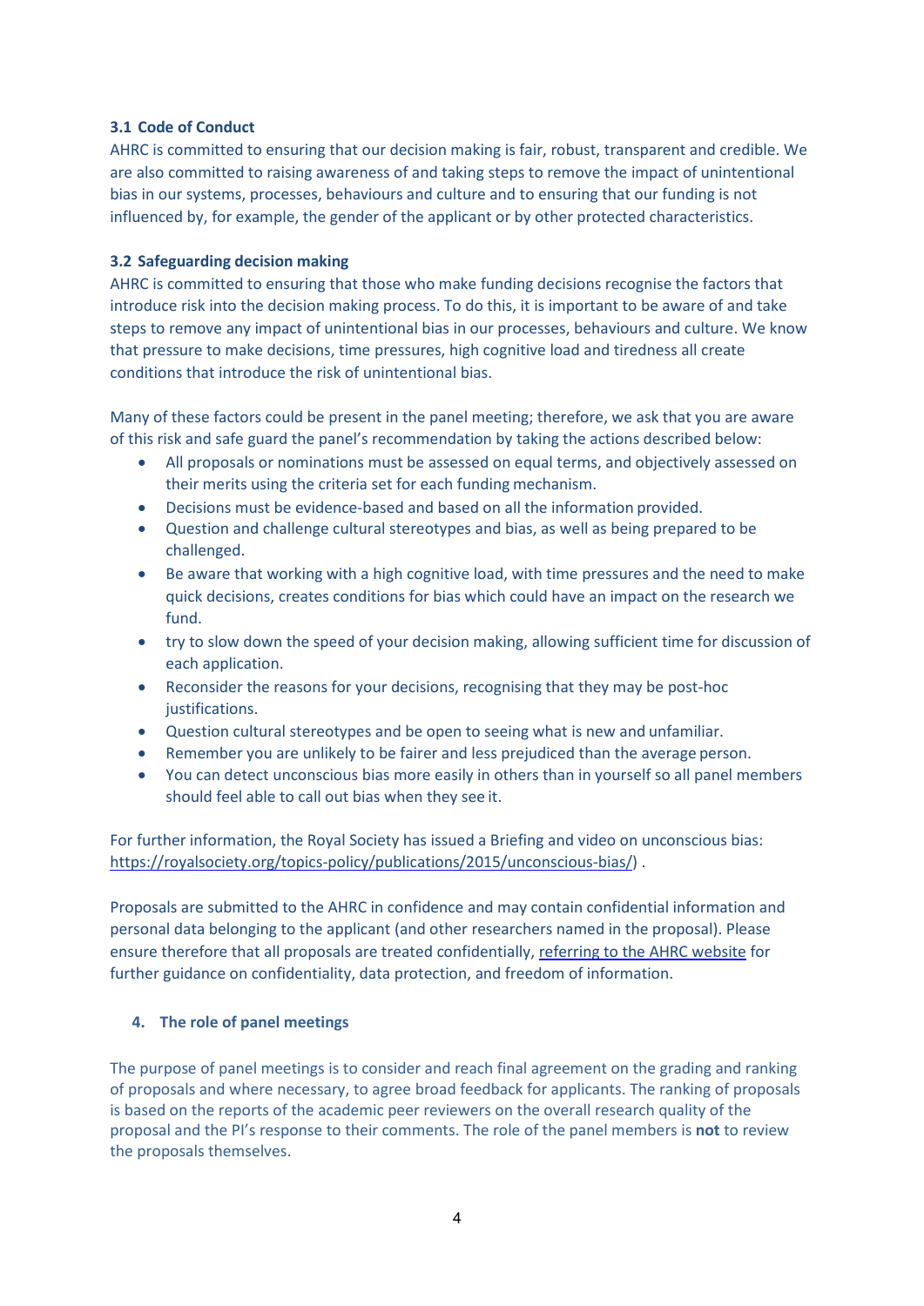### 3.1 Code of Conduct

AHRC is committed to ensuring that our decision making is fair, robust, transparent and credible. We are also committed to raising awareness of and taking steps to remove the impact of unintentional bias in our systems, processes, behaviours and culture and to ensuring that our funding is not influenced by, for example, the gender of the applicant or by other protected characteristics.

### 3.2 Safeguarding decision making

AHRC is committed to ensuring that those who make funding decisions recognise the factors that introduce risk into the decision making process. To do this, it is important to be aware of and take steps to remove any impact of unintentional bias in our processes, behaviours and culture. We know that pressure to make decisions, time pressures, high cognitive load and tiredness all create conditions that introduce the risk of unintentional bias.

Many of these factors could be present in the panel meeting; therefore, we ask that you are aware of this risk and safe guard the panel's recommendation by taking the actions described below:

- All proposals or nominations must be assessed on equal terms, and objectively assessed on their merits using the criteria set for each funding mechanism.
- Decisions must be evidence-based and based on all the information provided.
- Question and challenge cultural stereotypes and bias, as well as being prepared to be challenged.
- Be aware that working with a high cognitive load, with time pressures and the need to make quick decisions, creates conditions for bias which could have an impact on the research we fund.
- try to slow down the speed of your decision making, allowing sufficient time for discussion of each application.
- Reconsider the reasons for your decisions, recognising that they may be post-hoc justifications.
- Question cultural stereotypes and be open to seeing what is new and unfamiliar.
- Remember you are unlikely to be fairer and less prejudiced than the average person.
- You can detect unconscious bias more easily in others than in yourself so all panel members should feel able to call out bias when they see it.

For further information, the Royal Society has issued a Briefing and video on unconscious bias: https://royalsociety.org/topics-policy/publications/2015/unconscious-bias/) .

Proposals are submitted to the AHRC in confidence and may contain confidential information and personal data belonging to the applicant (and other researchers named in the proposal). Please ensure therefore that all proposals are treated confidentially, referring to the AHRC website for further guidance on confidentiality, data protection, and freedom of information.

## 4. The role of panel meetings

The purpose of panel meetings is to consider and reach final agreement on the grading and ranking of proposals and where necessary, to agree broad feedback for applicants. The ranking of proposals is based on the reports of the academic peer reviewers on the overall research quality of the proposal and the PI's response to their comments. The role of the panel members is **not** to review the proposals themselves.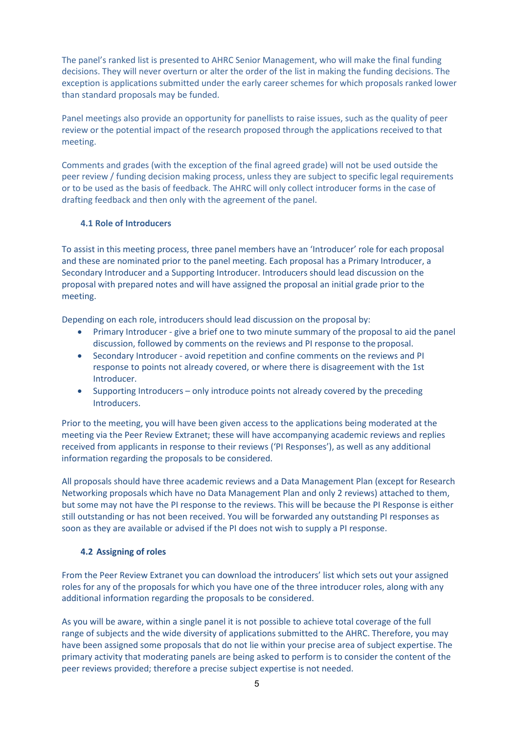The panel's ranked list is presented to AHRC Senior Management, who will make the final funding decisions. They will never overturn or alter the order of the list in making the funding decisions. The exception is applications submitted under the early career schemes for which proposals ranked lower than standard proposals may be funded.

Panel meetings also provide an opportunity for panellists to raise issues, such as the quality of peer review or the potential impact of the research proposed through the applications received to that meeting.

Comments and grades (with the exception of the final agreed grade) will not be used outside the peer review / funding decision making process, unless they are subject to specific legal requirements or to be used as the basis of feedback. The AHRC will only collect introducer forms in the case of drafting feedback and then only with the agreement of the panel.

### 4.1 Role of Introducers

To assist in this meeting process, three panel members have an 'Introducer' role for each proposal and these are nominated prior to the panel meeting. Each proposal has a Primary Introducer, a Secondary Introducer and a Supporting Introducer. Introducers should lead discussion on the proposal with prepared notes and will have assigned the proposal an initial grade prior to the meeting.

Depending on each role, introducers should lead discussion on the proposal by:

- Primary Introducer - give a brief one to two minute summary of the proposal to aid the panel discussion, followed by comments on the reviews and PI response to the proposal.
- Secondary Introducer - avoid repetition and confine comments on the reviews and PI response to points not already covered, or where there is disagreement with the 1st Introducer.
- Supporting Introducers – only introduce points not already covered by the preceding Introducers.

Prior to the meeting, you will have been given access to the applications being moderated at the meeting via the Peer Review Extranet; these will have accompanying academic reviews and replies received from applicants in response to their reviews ('PI Responses'), as well as any additional information regarding the proposals to be considered.

All proposals should have three academic reviews and a Data Management Plan (except for Research Networking proposals which have no Data Management Plan and only 2 reviews) attached to them, but some may not have the PI response to the reviews. This will be because the PI Response is either still outstanding or has not been received. You will be forwarded any outstanding PI responses as soon as they are available or advised if the PI does not wish to supply a PI response.

### 4.2 Assigning of roles

From the Peer Review Extranet you can download the introducers' list which sets out your assigned roles for any of the proposals for which you have one of the three introducer roles, along with any additional information regarding the proposals to be considered.

As you will be aware, within a single panel it is not possible to achieve total coverage of the full range of subjects and the wide diversity of applications submitted to the AHRC. Therefore, you may have been assigned some proposals that do not lie within your precise area of subject expertise. The primary activity that moderating panels are being asked to perform is to consider the content of the peer reviews provided; therefore a precise subject expertise is not needed.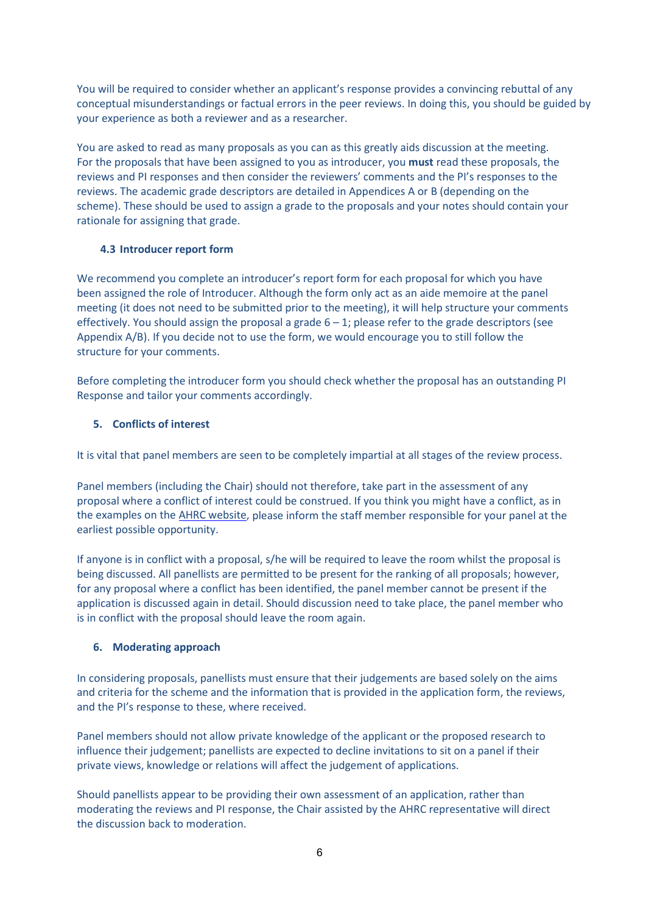You will be required to consider whether an applicant's response provides a convincing rebuttal of any conceptual misunderstandings or factual errors in the peer reviews. In doing this, you should be guided by your experience as both a reviewer and as a researcher.

You are asked to read as many proposals as you can as this greatly aids discussion at the meeting. For the proposals that have been assigned to you as introducer, you **must** read these proposals, the reviews and PI responses and then consider the reviewers' comments and the PI's responses to the reviews. The academic grade descriptors are detailed in Appendices A or B (depending on the scheme). These should be used to assign a grade to the proposals and your notes should contain your rationale for assigning that grade.

### 4.3 Introducer report form

We recommend you complete an introducer's report form for each proposal for which you have been assigned the role of Introducer. Although the form only act as an aide memoire at the panel meeting (it does not need to be submitted prior to the meeting), it will help structure your comments effectively. You should assign the proposal a grade 6 – 1; please refer to the grade descriptors (see Appendix A/B). If you decide not to use the form, we would encourage you to still follow the structure for your comments.

Before completing the introducer form you should check whether the proposal has an outstanding PI Response and tailor your comments accordingly.

## 5. Conflicts of interest

It is vital that panel members are seen to be completely impartial at all stages of the review process.

Panel members (including the Chair) should not therefore, take part in the assessment of any proposal where a conflict of interest could be construed. If you think you might have a conflict, as in the examples on the AHRC website, please inform the staff member responsible for your panel at the earliest possible opportunity.

If anyone is in conflict with a proposal, s/he will be required to leave the room whilst the proposal is being discussed. All panellists are permitted to be present for the ranking of all proposals; however, for any proposal where a conflict has been identified, the panel member cannot be present if the application is discussed again in detail. Should discussion need to take place, the panel member who is in conflict with the proposal should leave the room again.

## 6. Moderating approach

In considering proposals, panellists must ensure that their judgements are based solely on the aims and criteria for the scheme and the information that is provided in the application form, the reviews, and the PI's response to these, where received.

Panel members should not allow private knowledge of the applicant or the proposed research to influence their judgement; panellists are expected to decline invitations to sit on a panel if their private views, knowledge or relations will affect the judgement of applications.

Should panellists appear to be providing their own assessment of an application, rather than moderating the reviews and PI response, the Chair assisted by the AHRC representative will direct the discussion back to moderation.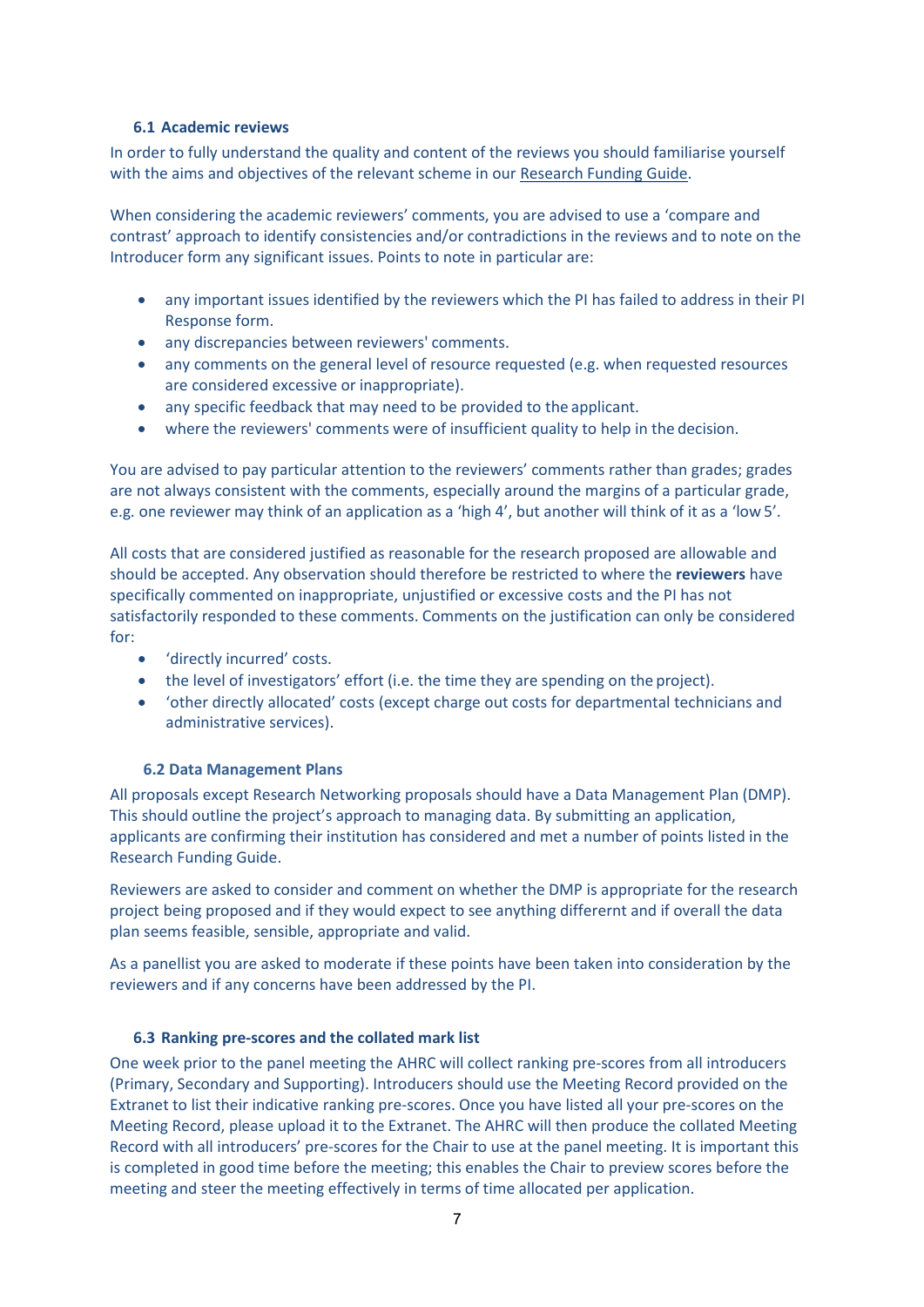### 6.1 Academic reviews

In order to fully understand the quality and content of the reviews you should familiarise yourself with the aims and objectives of the relevant scheme in our Research Funding Guide.

When considering the academic reviewers' comments, you are advised to use a 'compare and contrast' approach to identify consistencies and/or contradictions in the reviews and to note on the Introducer form any significant issues. Points to note in particular are:

- any important issues identified by the reviewers which the PI has failed to address in their PI Response form.
- any discrepancies between reviewers' comments.
- any comments on the general level of resource requested (e.g. when requested resources are considered excessive or inappropriate).
- any specific feedback that may need to be provided to the applicant.
- where the reviewers' comments were of insufficient quality to help in the decision.

You are advised to pay particular attention to the reviewers' comments rather than grades; grades are not always consistent with the comments, especially around the margins of a particular grade, e.g. one reviewer may think of an application as a 'high 4', but another will think of it as a 'low 5'.

All costs that are considered justified as reasonable for the research proposed are allowable and should be accepted. Any observation should therefore be restricted to where the **reviewers** have specifically commented on inappropriate, unjustified or excessive costs and the PI has not satisfactorily responded to these comments. Comments on the justification can only be considered for:

- 'directly incurred' costs.
- the level of investigators' effort (i.e. the time they are spending on the project).
- 'other directly allocated' costs (except charge out costs for departmental technicians and administrative services).

### 6.2 Data Management Plans

All proposals except Research Networking proposals should have a Data Management Plan (DMP). This should outline the project's approach to managing data. By submitting an application, applicants are confirming their institution has considered and met a number of points listed in the Research Funding Guide.

Reviewers are asked to consider and comment on whether the DMP is appropriate for the research project being proposed and if they would expect to see anything differernt and if overall the data plan seems feasible, sensible, appropriate and valid.

As a panellist you are asked to moderate if these points have been taken into consideration by the reviewers and if any concerns have been addressed by the PI.

### 6.3 Ranking pre-scores and the collated mark list

One week prior to the panel meeting the AHRC will collect ranking pre-scores from all introducers (Primary, Secondary and Supporting). Introducers should use the Meeting Record provided on the Extranet to list their indicative ranking pre-scores. Once you have listed all your pre-scores on the Meeting Record, please upload it to the Extranet. The AHRC will then produce the collated Meeting Record with all introducers' pre-scores for the Chair to use at the panel meeting. It is important this is completed in good time before the meeting; this enables the Chair to preview scores before the meeting and steer the meeting effectively in terms of time allocated per application.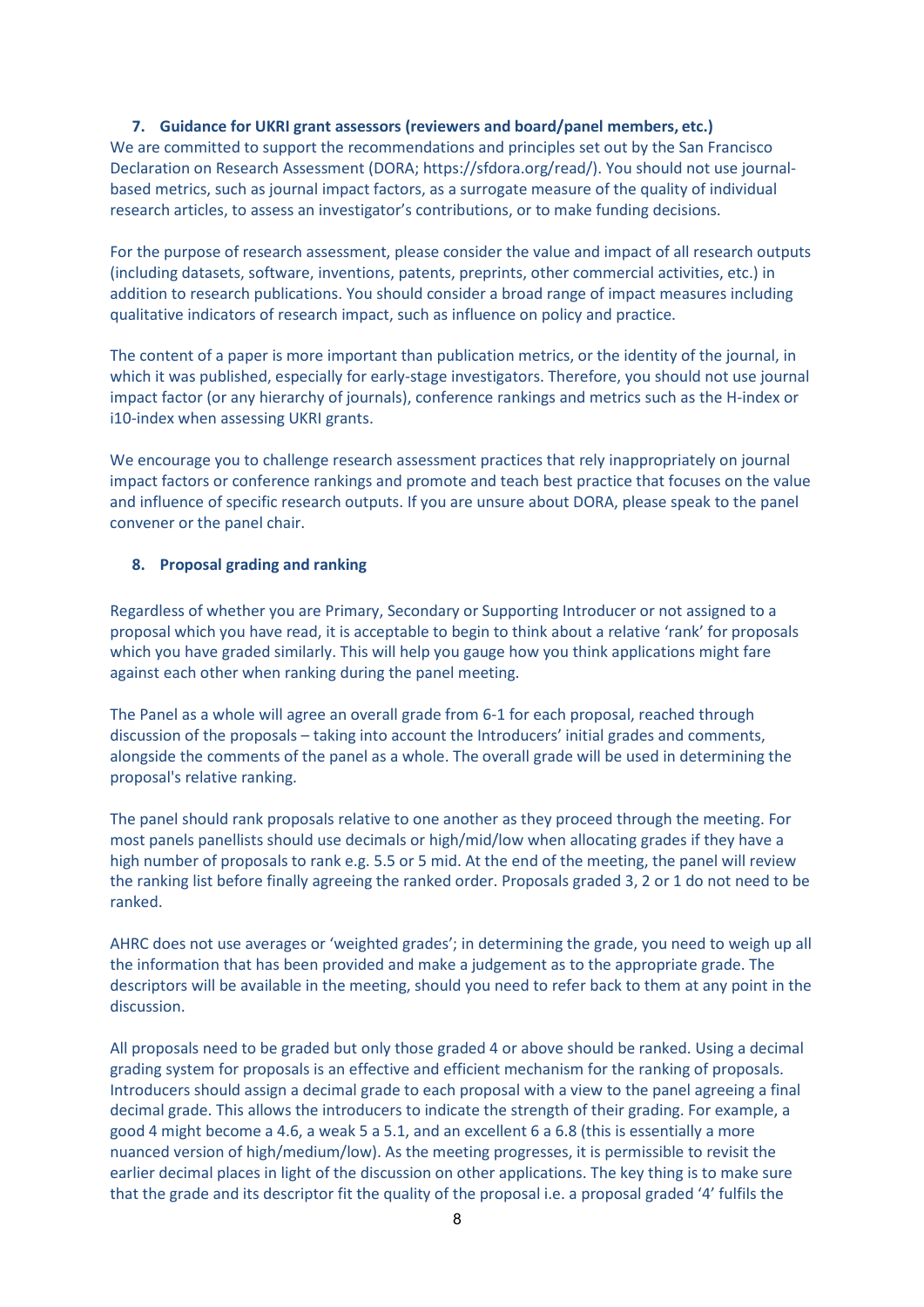## 7. Guidance for UKRI grant assessors (reviewers and board/panel members, etc.)

We are committed to support the recommendations and principles set out by the San Francisco Declaration on Research Assessment (DORA; https://sfdora.org/read/). You should not use journal-based metrics, such as journal impact factors, as a surrogate measure of the quality of individual research articles, to assess an investigator's contributions, or to make funding decisions.

For the purpose of research assessment, please consider the value and impact of all research outputs (including datasets, software, inventions, patents, preprints, other commercial activities, etc.) in addition to research publications. You should consider a broad range of impact measures including qualitative indicators of research impact, such as influence on policy and practice.

The content of a paper is more important than publication metrics, or the identity of the journal, in which it was published, especially for early-stage investigators. Therefore, you should not use journal impact factor (or any hierarchy of journals), conference rankings and metrics such as the H-index or i10-index when assessing UKRI grants.

We encourage you to challenge research assessment practices that rely inappropriately on journal impact factors or conference rankings and promote and teach best practice that focuses on the value and influence of specific research outputs. If you are unsure about DORA, please speak to the panel convener or the panel chair.

## 8. Proposal grading and ranking

Regardless of whether you are Primary, Secondary or Supporting Introducer or not assigned to a proposal which you have read, it is acceptable to begin to think about a relative 'rank' for proposals which you have graded similarly. This will help you gauge how you think applications might fare against each other when ranking during the panel meeting.

The Panel as a whole will agree an overall grade from 6-1 for each proposal, reached through discussion of the proposals – taking into account the Introducers' initial grades and comments, alongside the comments of the panel as a whole. The overall grade will be used in determining the proposal's relative ranking.

The panel should rank proposals relative to one another as they proceed through the meeting. For most panels panellists should use decimals or high/mid/low when allocating grades if they have a high number of proposals to rank e.g. 5.5 or 5 mid. At the end of the meeting, the panel will review the ranking list before finally agreeing the ranked order. Proposals graded 3, 2 or 1 do not need to be ranked.

AHRC does not use averages or 'weighted grades'; in determining the grade, you need to weigh up all the information that has been provided and make a judgement as to the appropriate grade. The descriptors will be available in the meeting, should you need to refer back to them at any point in the discussion.

All proposals need to be graded but only those graded 4 or above should be ranked. Using a decimal grading system for proposals is an effective and efficient mechanism for the ranking of proposals. Introducers should assign a decimal grade to each proposal with a view to the panel agreeing a final decimal grade. This allows the introducers to indicate the strength of their grading. For example, a good 4 might become a 4.6, a weak 5 a 5.1, and an excellent 6 a 6.8 (this is essentially a more nuanced version of high/medium/low). As the meeting progresses, it is permissible to revisit the earlier decimal places in light of the discussion on other applications. The key thing is to make sure that the grade and its descriptor fit the quality of the proposal i.e. a proposal graded '4' fulfils the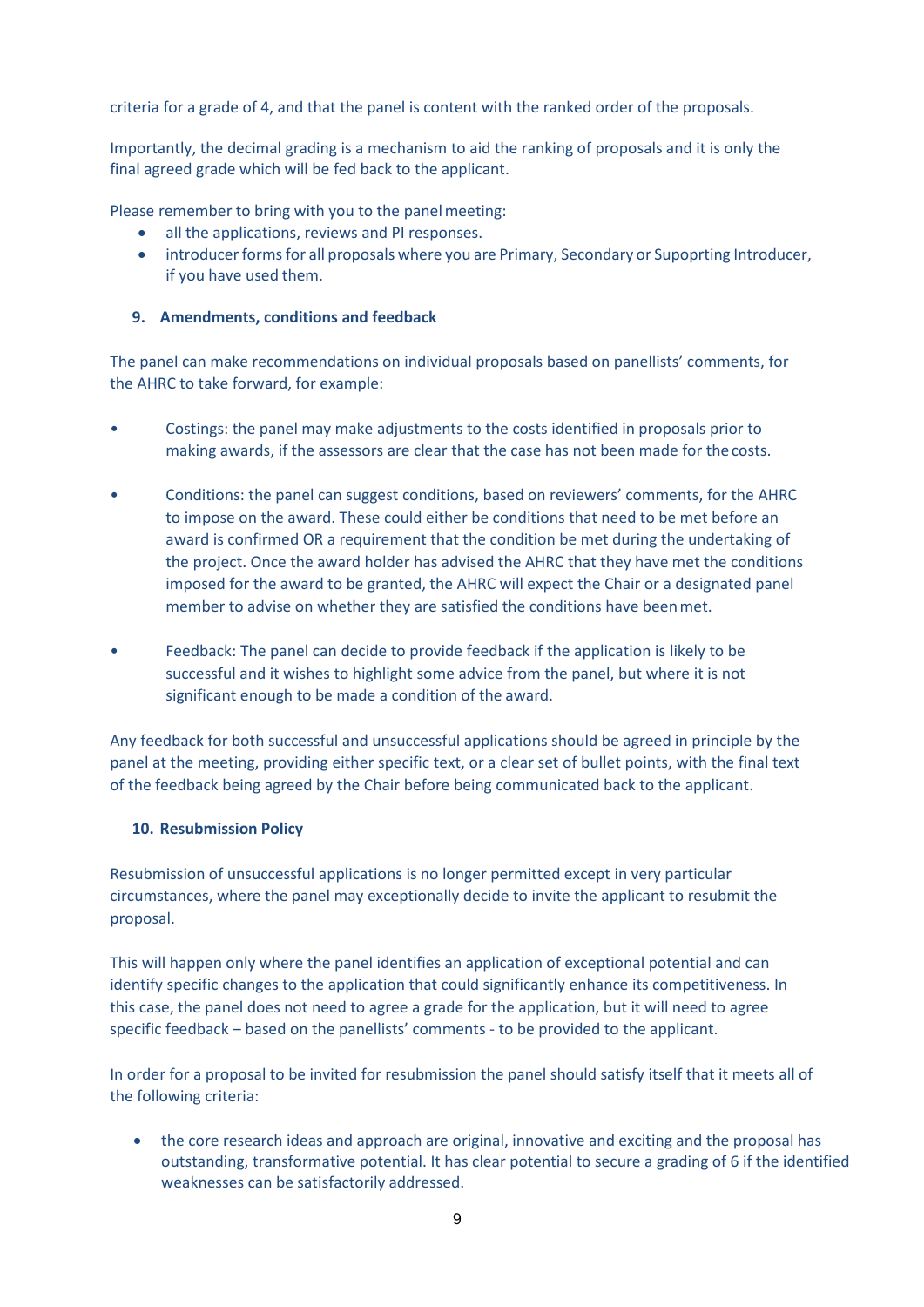criteria for a grade of 4, and that the panel is content with the ranked order of the proposals.

Importantly, the decimal grading is a mechanism to aid the ranking of proposals and it is only the final agreed grade which will be fed back to the applicant.

Please remember to bring with you to the panel meeting:

- all the applications, reviews and PI responses.
- introducer forms for all proposals where you are Primary, Secondary or Supoprting Introducer, if you have used them.

### 9. Amendments, conditions and feedback

The panel can make recommendations on individual proposals based on panellists' comments, for the AHRC to take forward, for example:

- Costings: the panel may make adjustments to the costs identified in proposals prior to making awards, if the assessors are clear that the case has not been made for the costs.
- Conditions: the panel can suggest conditions, based on reviewers' comments, for the AHRC to impose on the award. These could either be conditions that need to be met before an award is confirmed OR a requirement that the condition be met during the undertaking of the project. Once the award holder has advised the AHRC that they have met the conditions imposed for the award to be granted, the AHRC will expect the Chair or a designated panel member to advise on whether they are satisfied the conditions have been met.
- Feedback: The panel can decide to provide feedback if the application is likely to be successful and it wishes to highlight some advice from the panel, but where it is not significant enough to be made a condition of the award.

Any feedback for both successful and unsuccessful applications should be agreed in principle by the panel at the meeting, providing either specific text, or a clear set of bullet points, with the final text of the feedback being agreed by the Chair before being communicated back to the applicant.

### 10. Resubmission Policy

Resubmission of unsuccessful applications is no longer permitted except in very particular circumstances, where the panel may exceptionally decide to invite the applicant to resubmit the proposal.

This will happen only where the panel identifies an application of exceptional potential and can identify specific changes to the application that could significantly enhance its competitiveness. In this case, the panel does not need to agree a grade for the application, but it will need to agree specific feedback – based on the panellists' comments - to be provided to the applicant.

In order for a proposal to be invited for resubmission the panel should satisfy itself that it meets all of the following criteria:

- the core research ideas and approach are original, innovative and exciting and the proposal has outstanding, transformative potential. It has clear potential to secure a grading of 6 if the identified weaknesses can be satisfactorily addressed.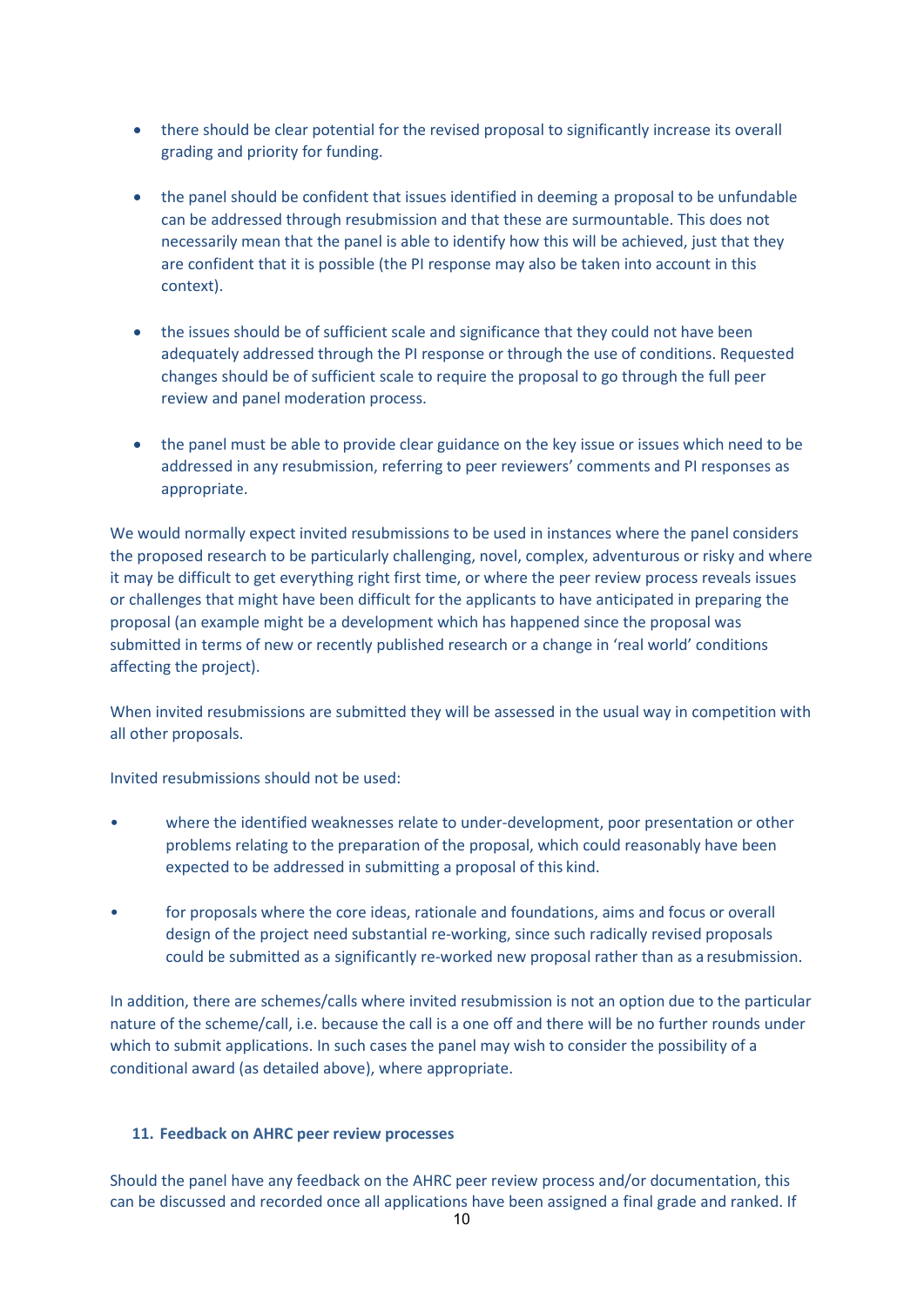- there should be clear potential for the revised proposal to significantly increase its overall grading and priority for funding.

- the panel should be confident that issues identified in deeming a proposal to be unfundable can be addressed through resubmission and that these are surmountable. This does not necessarily mean that the panel is able to identify how this will be achieved, just that they are confident that it is possible (the PI response may also be taken into account in this context).

- the issues should be of sufficient scale and significance that they could not have been adequately addressed through the PI response or through the use of conditions. Requested changes should be of sufficient scale to require the proposal to go through the full peer review and panel moderation process.

- the panel must be able to provide clear guidance on the key issue or issues which need to be addressed in any resubmission, referring to peer reviewers' comments and PI responses as appropriate.

We would normally expect invited resubmissions to be used in instances where the panel considers the proposed research to be particularly challenging, novel, complex, adventurous or risky and where it may be difficult to get everything right first time, or where the peer review process reveals issues or challenges that might have been difficult for the applicants to have anticipated in preparing the proposal (an example might be a development which has happened since the proposal was submitted in terms of new or recently published research or a change in 'real world' conditions affecting the project).

When invited resubmissions are submitted they will be assessed in the usual way in competition with all other proposals.

Invited resubmissions should not be used:

- where the identified weaknesses relate to under-development, poor presentation or other problems relating to the preparation of the proposal, which could reasonably have been expected to be addressed in submitting a proposal of this kind.

- for proposals where the core ideas, rationale and foundations, aims and focus or overall design of the project need substantial re-working, since such radically revised proposals could be submitted as a significantly re-worked new proposal rather than as a resubmission.

In addition, there are schemes/calls where invited resubmission is not an option due to the particular nature of the scheme/call, i.e. because the call is a one off and there will be no further rounds under which to submit applications. In such cases the panel may wish to consider the possibility of a conditional award (as detailed above), where appropriate.

### 11. Feedback on AHRC peer review processes

Should the panel have any feedback on the AHRC peer review process and/or documentation, this can be discussed and recorded once all applications have been assigned a final grade and ranked. If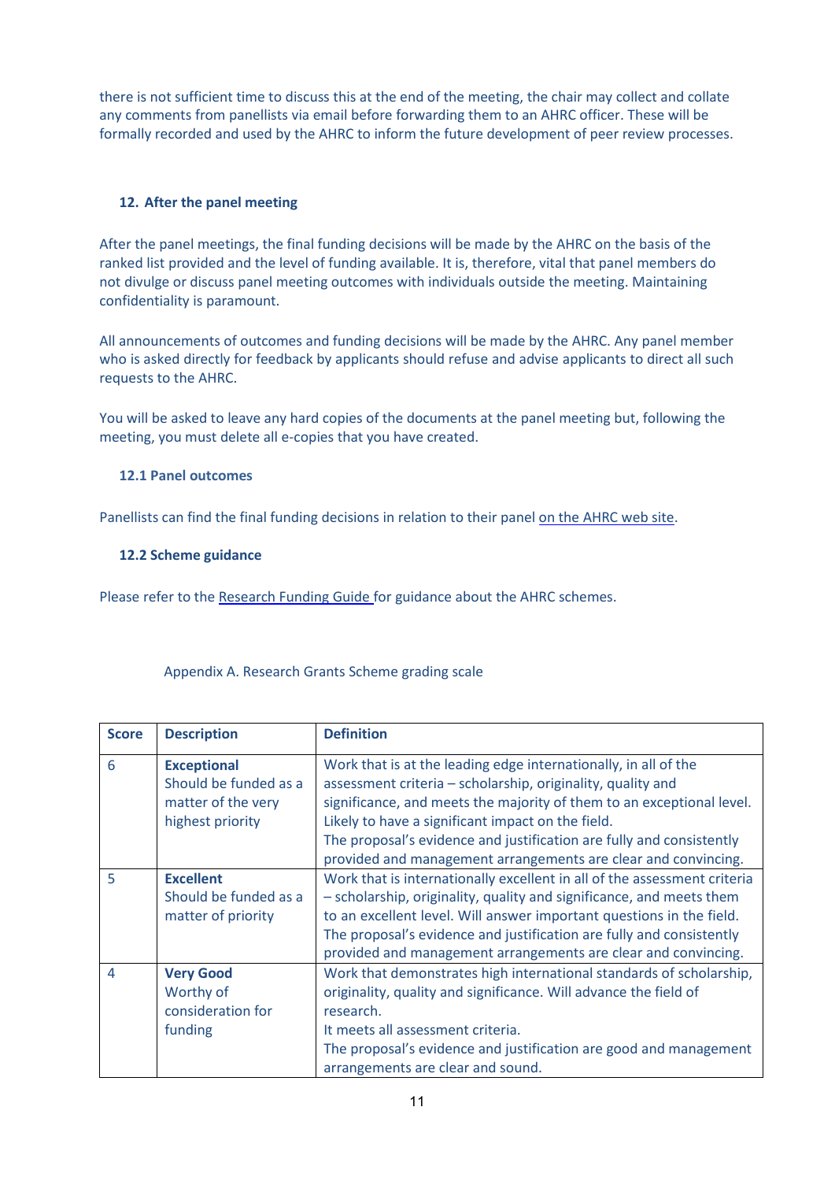there is not sufficient time to discuss this at the end of the meeting, the chair may collect and collate any comments from panellists via email before forwarding them to an AHRC officer. These will be formally recorded and used by the AHRC to inform the future development of peer review processes.

## 12. After the panel meeting

After the panel meetings, the final funding decisions will be made by the AHRC on the basis of the ranked list provided and the level of funding available. It is, therefore, vital that panel members do not divulge or discuss panel meeting outcomes with individuals outside the meeting. Maintaining confidentiality is paramount.

All announcements of outcomes and funding decisions will be made by the AHRC. Any panel member who is asked directly for feedback by applicants should refuse and advise applicants to direct all such requests to the AHRC.

You will be asked to leave any hard copies of the documents at the panel meeting but, following the meeting, you must delete all e-copies that you have created.

### 12.1 Panel outcomes

Panellists can find the final funding decisions in relation to their panel on the AHRC web site.

### 12.2 Scheme guidance

Please refer to the Research Funding Guide for guidance about the AHRC schemes.

Appendix A. Research Grants Scheme grading scale

| Score | Description | Definition |
|---|---|---|
| 6 | **Exceptional** Should be funded as a matter of the very highest priority | Work that is at the leading edge internationally, in all of the assessment criteria – scholarship, originality, quality and significance, and meets the majority of them to an exceptional level. Likely to have a significant impact on the field. The proposal's evidence and justification are fully and consistently provided and management arrangements are clear and convincing. |
| 5 | **Excellent** Should be funded as a matter of priority | Work that is internationally excellent in all of the assessment criteria – scholarship, originality, quality and significance, and meets them to an excellent level. Will answer important questions in the field. The proposal's evidence and justification are fully and consistently provided and management arrangements are clear and convincing. |
| 4 | **Very Good** Worthy of consideration for funding | Work that demonstrates high international standards of scholarship, originality, quality and significance. Will advance the field of research. It meets all assessment criteria. The proposal's evidence and justification are good and management arrangements are clear and sound. |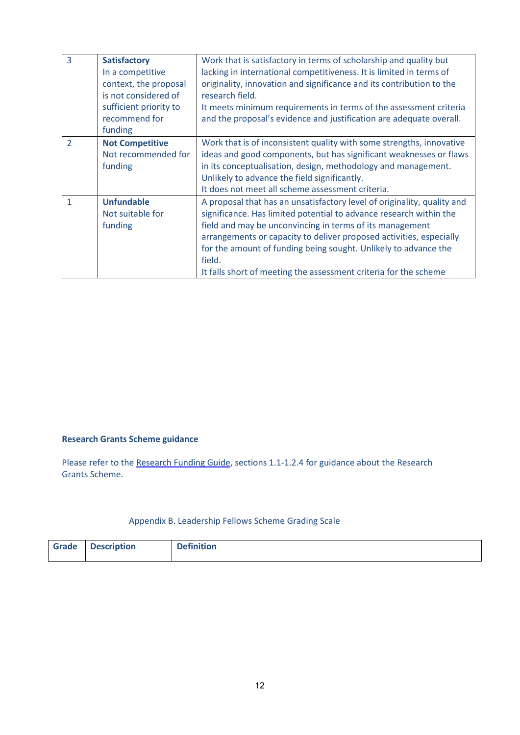| | | |
|---|---|---|
| 3 | **Satisfactory**<br>In a competitive context, the proposal is not considered of sufficient priority to recommend for funding | Work that is satisfactory in terms of scholarship and quality but lacking in international competitiveness. It is limited in terms of originality, innovation and significance and its contribution to the research field.<br>It meets minimum requirements in terms of the assessment criteria and the proposal's evidence and justification are adequate overall. |
| 2 | **Not Competitive**<br>Not recommended for funding | Work that is of inconsistent quality with some strengths, innovative ideas and good components, but has significant weaknesses or flaws in its conceptualisation, design, methodology and management. Unlikely to advance the field significantly.<br>It does not meet all scheme assessment criteria. |
| 1 | **Unfundable**<br>Not suitable for funding | A proposal that has an unsatisfactory level of originality, quality and significance. Has limited potential to advance research within the field and may be unconvincing in terms of its management arrangements or capacity to deliver proposed activities, especially for the amount of funding being sought. Unlikely to advance the field.<br>It falls short of meeting the assessment criteria for the scheme |

**Research Grants Scheme guidance**

Please refer to the Research Funding Guide, sections 1.1-1.2.4 for guidance about the Research Grants Scheme.

Appendix B. Leadership Fellows Scheme Grading Scale

| Grade | Description | Definition |
|---|---|---|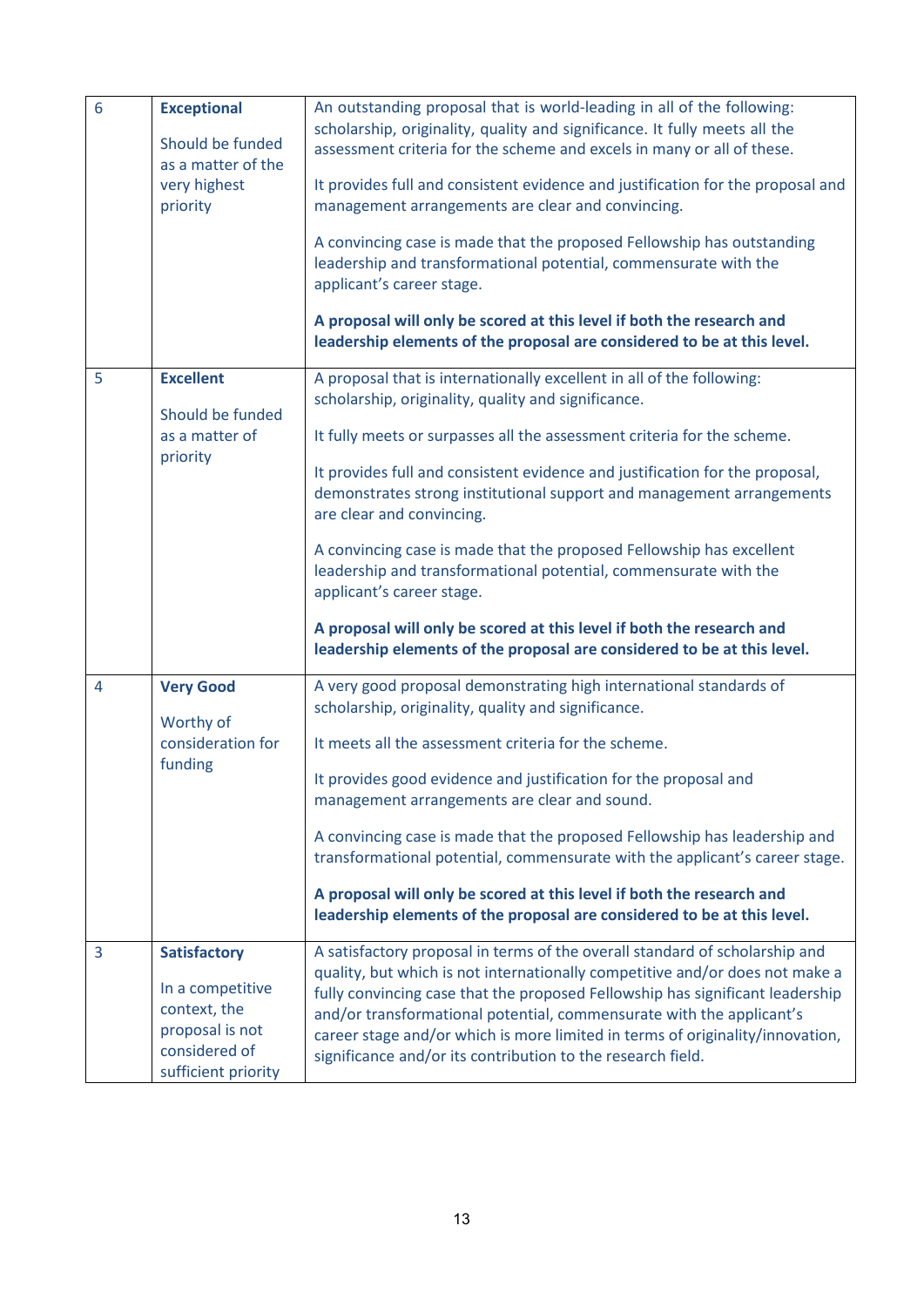| | | |
|---|---|---|
| 6 | **Exceptional**<br><br>Should be funded as a matter of the very highest priority | An outstanding proposal that is world-leading in all of the following: scholarship, originality, quality and significance. It fully meets all the assessment criteria for the scheme and excels in many or all of these.<br><br>It provides full and consistent evidence and justification for the proposal and management arrangements are clear and convincing.<br><br>A convincing case is made that the proposed Fellowship has outstanding leadership and transformational potential, commensurate with the applicant's career stage.<br><br>**A proposal will only be scored at this level if both the research and leadership elements of the proposal are considered to be at this level.** |
| 5 | **Excellent**<br><br>Should be funded as a matter of priority | A proposal that is internationally excellent in all of the following: scholarship, originality, quality and significance.<br><br>It fully meets or surpasses all the assessment criteria for the scheme.<br><br>It provides full and consistent evidence and justification for the proposal, demonstrates strong institutional support and management arrangements are clear and convincing.<br><br>A convincing case is made that the proposed Fellowship has excellent leadership and transformational potential, commensurate with the applicant's career stage.<br><br>**A proposal will only be scored at this level if both the research and leadership elements of the proposal are considered to be at this level.** |
| 4 | **Very Good**<br><br>Worthy of consideration for funding | A very good proposal demonstrating high international standards of scholarship, originality, quality and significance.<br><br>It meets all the assessment criteria for the scheme.<br><br>It provides good evidence and justification for the proposal and management arrangements are clear and sound.<br><br>A convincing case is made that the proposed Fellowship has leadership and transformational potential, commensurate with the applicant's career stage.<br><br>**A proposal will only be scored at this level if both the research and leadership elements of the proposal are considered to be at this level.** |
| 3 | **Satisfactory**<br><br>In a competitive context, the proposal is not considered of sufficient priority | A satisfactory proposal in terms of the overall standard of scholarship and quality, but which is not internationally competitive and/or does not make a fully convincing case that the proposed Fellowship has significant leadership and/or transformational potential, commensurate with the applicant's career stage and/or which is more limited in terms of originality/innovation, significance and/or its contribution to the research field. |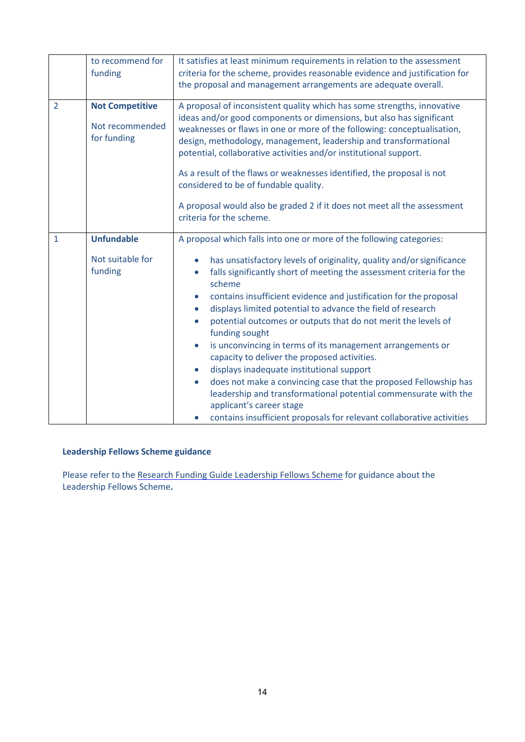| | | |
|---|---|---|
| | to recommend for funding | It satisfies at least minimum requirements in relation to the assessment criteria for the scheme, provides reasonable evidence and justification for the proposal and management arrangements are adequate overall. |
| 2 | **Not Competitive**<br><br>Not recommended for funding | A proposal of inconsistent quality which has some strengths, innovative ideas and/or good components or dimensions, but also has significant weaknesses or flaws in one or more of the following: conceptualisation, design, methodology, management, leadership and transformational potential, collaborative activities and/or institutional support.<br><br>As a result of the flaws or weaknesses identified, the proposal is not considered to be of fundable quality.<br><br>A proposal would also be graded 2 if it does not meet all the assessment criteria for the scheme. |
| 1 | **Unfundable**<br><br>Not suitable for funding | A proposal which falls into one or more of the following categories:<br><br>• has unsatisfactory levels of originality, quality and/or significance<br>• falls significantly short of meeting the assessment criteria for the scheme<br>• contains insufficient evidence and justification for the proposal<br>• displays limited potential to advance the field of research<br>• potential outcomes or outputs that do not merit the levels of funding sought<br>• is unconvincing in terms of its management arrangements or capacity to deliver the proposed activities.<br>• displays inadequate institutional support<br>• does not make a convincing case that the proposed Fellowship has leadership and transformational potential commensurate with the applicant's career stage<br>• contains insufficient proposals for relevant collaborative activities |

**Leadership Fellows Scheme guidance**

Please refer to the Research Funding Guide Leadership Fellows Scheme for guidance about the Leadership Fellows Scheme**.**